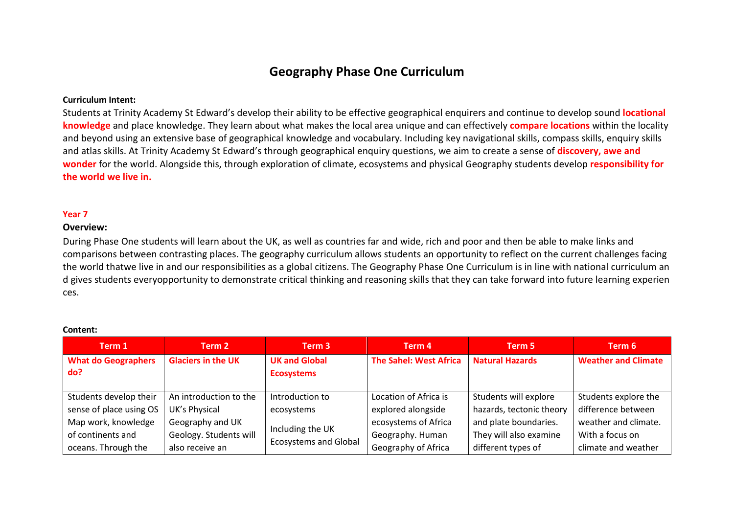# Geography Phase One Curriculum

**Curriculum Intent:**

Students at Trinity Academy St Edward's develop their ability to be effective geographical enquirers and continue to develop sound **locational knowledge** and place knowledge. They learn about what makes the local area unique and can effectively **compare locations** within the locality and beyond using an extensive base of geographical knowledge and vocabulary. Including key navigational skills, compass skills, enquiry skills and atlas skills. At Trinity Academy St Edward's through geographical enquiry questions, we aim to create a sense of **discovery, awe and wonder** for the world. Alongside this, through exploration of climate, ecosystems and physical Geography students develop **responsibility for the world we live in.**

## Year 7

**Overview:**

During Phase One students will learn about the UK, as well as countries far and wide, rich and poor and then be able to make links and comparisons between contrasting places. The geography curriculum allows students an opportunity to reflect on the current challenges facing the world thatwe live in and our responsibilities as a global citizens. The Geography Phase One Curriculum is in line with national curriculum an d gives students everyopportunity to demonstrate critical thinking and reasoning skills that they can take forward into future learning experien ces.

**Content:**

| Term 1 | Term 2 | Term 3 | Term 4 | Term 5 | Term 6 |
|---|---|---|---|---|---|
| **What do Geographers do?** | **Glaciers in the UK** | **UK and Global Ecosystems** | **The Sahel: West Africa** | **Natural Hazards** | **Weather and Climate** |
| Students develop their sense of place using OS Map work, knowledge of continents and oceans. Through the | An introduction to the UK's Physical Geography and UK Geology. Students will also receive an | Introduction to ecosystems<br><br>Including the UK Ecosystems and Global | Location of Africa is explored alongside ecosystems of Africa Geography. Human Geography of Africa | Students will explore hazards, tectonic theory and plate boundaries. They will also examine different types of | Students explore the difference between weather and climate. With a focus on climate and weather |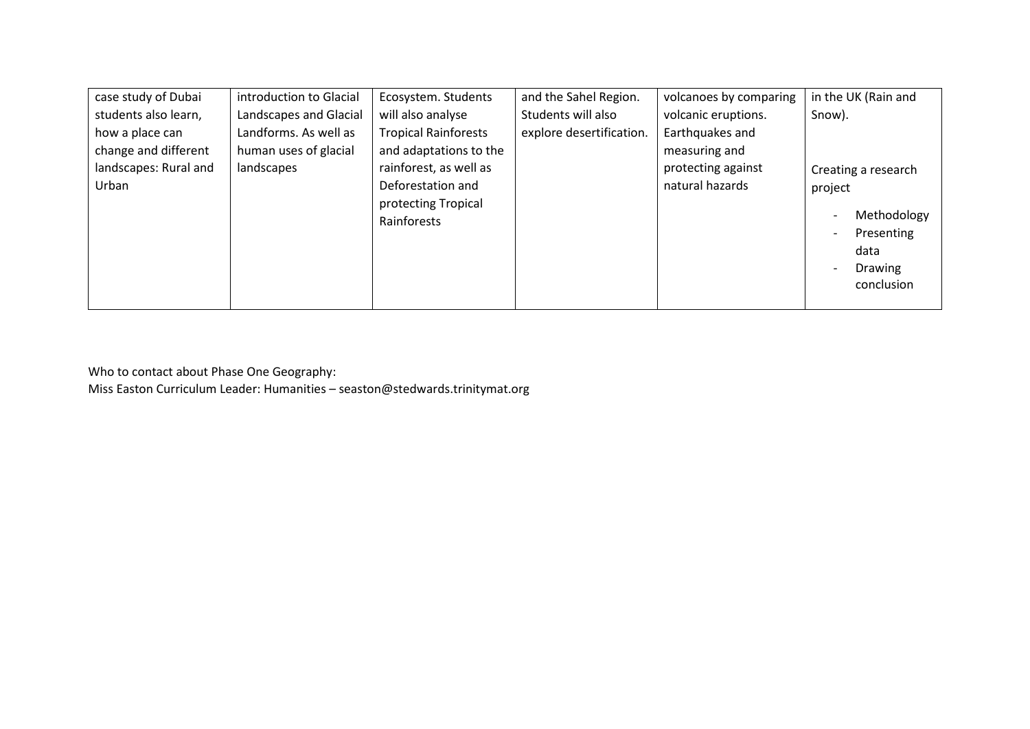| | | | | | |
|---|---|---|---|---|---|
| case study of Dubai students also learn, how a place can change and different landscapes: Rural and Urban | introduction to Glacial Landscapes and Glacial Landforms. As well as human uses of glacial landscapes | Ecosystem. Students will also analyse Tropical Rainforests and adaptations to the rainforest, as well as Deforestation and protecting Tropical Rainforests | and the Sahel Region. Students will also explore desertification. | volcanoes by comparing volcanic eruptions. Earthquakes and measuring and protecting against natural hazards | in the UK (Rain and Snow).<br><br>Creating a research project<br>- Methodology<br>- Presenting data<br>- Drawing conclusion |

Who to contact about Phase One Geography:
Miss Easton Curriculum Leader: Humanities – seaston@stedwards.trinitymat.org